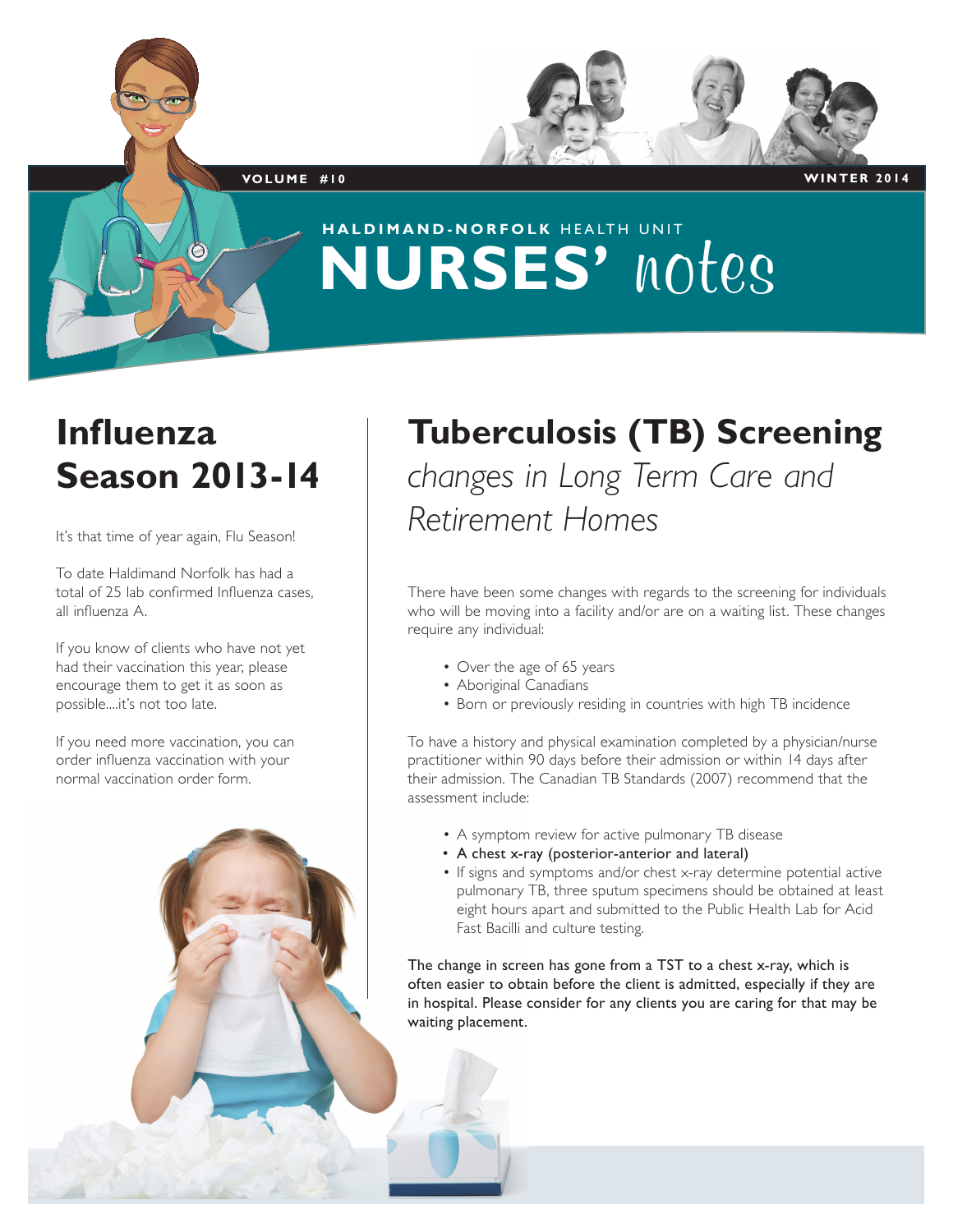VOLUME #10 WINTER 2014

# HALDIMAND-NORFOLK HEALTH UNIT NURSES' *notes*

## Influenza Season 2013-14

It's that time of year again, Flu Season!

To date Haldimand Norfolk has had a total of 25 lab confirmed Influenza cases, all influenza A.

If you know of clients who have not yet had their vaccination this year, please encourage them to get it as soon as possible....it's not too late.

If you need more vaccination, you can order influenza vaccination with your normal vaccination order form.

## Tuberculosis (TB) Screening

*changes in Long Term Care and Retirement Homes*

There have been some changes with regards to the screening for individuals who will be moving into a facility and/or are on a waiting list. These changes require any individual:

- Over the age of 65 years
- Aboriginal Canadians
- Born or previously residing in countries with high TB incidence

To have a history and physical examination completed by a physician/nurse practitioner within 90 days before their admission or within 14 days after their admission. The Canadian TB Standards (2007) recommend that the assessment include:

- A symptom review for active pulmonary TB disease
- A chest x-ray (posterior-anterior and lateral)
- If signs and symptoms and/or chest x-ray determine potential active pulmonary TB, three sputum specimens should be obtained at least eight hours apart and submitted to the Public Health Lab for Acid Fast Bacilli and culture testing.

The change in screen has gone from a TST to a chest x-ray, which is often easier to obtain before the client is admitted, especially if they are in hospital. Please consider for any clients you are caring for that may be waiting placement.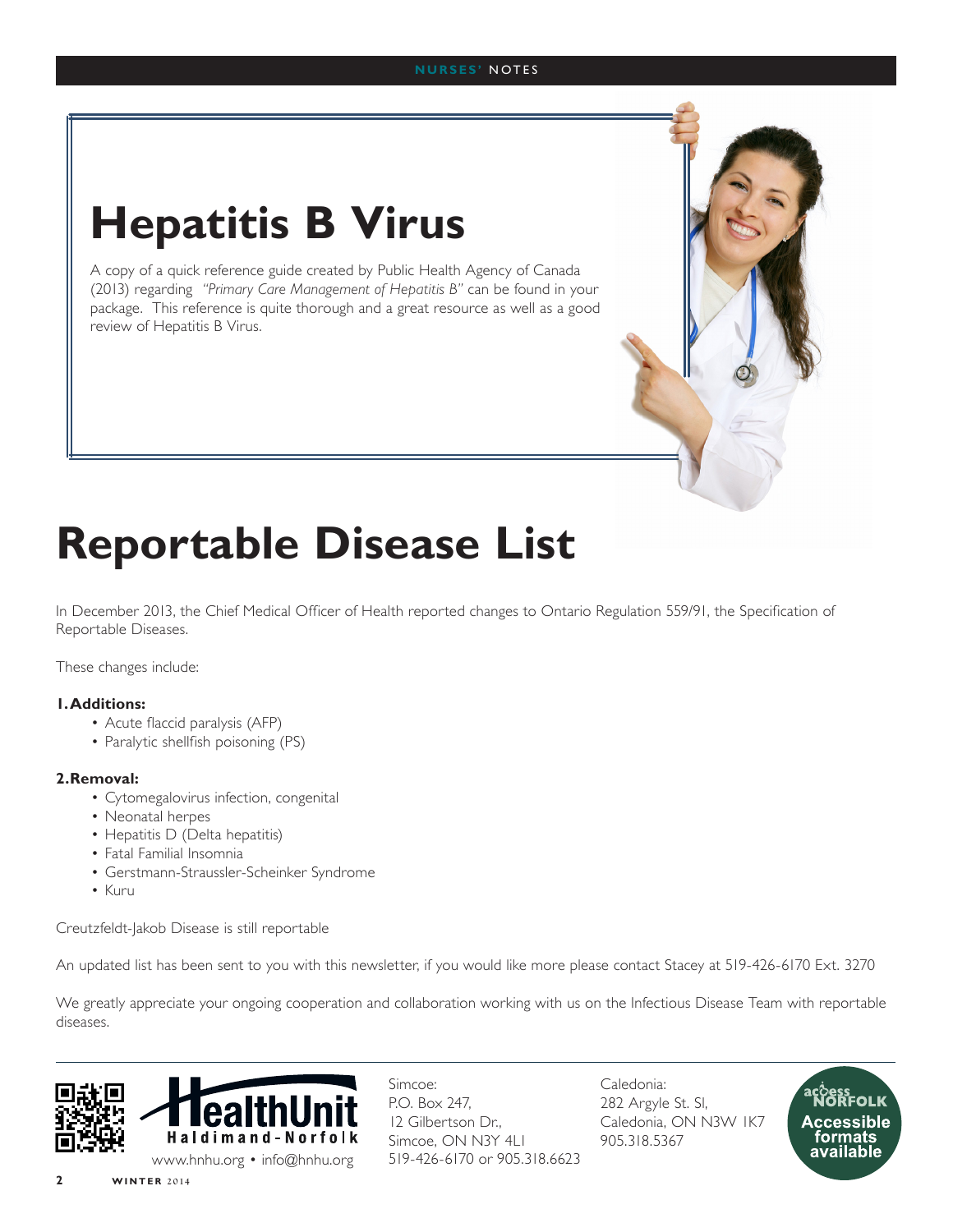# Hepatitis B Virus

A copy of a quick reference guide created by Public Health Agency of Canada (2013) regarding *"Primary Care Management of Hepatitis B"* can be found in your package. This reference is quite thorough and a great resource as well as a good review of Hepatitis B Virus.

# Reportable Disease List

In December 2013, the Chief Medical Officer of Health reported changes to Ontario Regulation 559/91, the Specification of Reportable Diseases.

These changes include:

**1. Additions:**

- Acute flaccid paralysis (AFP)
- Paralytic shellfish poisoning (PS)

**2. Removal:**

- Cytomegalovirus infection, congenital
- Neonatal herpes
- Hepatitis D (Delta hepatitis)
- Fatal Familial Insomnia
- Gerstmann-Straussler-Scheinker Syndrome
- Kuru

Creutzfeldt-Jakob Disease is still reportable

An updated list has been sent to you with this newsletter, if you would like more please contact Stacey at 519-426-6170 Ext. 3270

We greatly appreciate your ongoing cooperation and collaboration working with us on the Infectious Disease Team with reportable diseases.

HealthUnit Haldimand-Norfolk

www.hnhu.org • info@hnhu.org

Simcoe:
P.O. Box 247,
12 Gilbertson Dr.,
Simcoe, ON N3Y 4L1
519-426-6170 or 905.318.6623

Caledonia:
282 Argyle St. Sl,
Caledonia, ON N3W 1K7
905.318.5367

access NORFOLK Accessible formats available